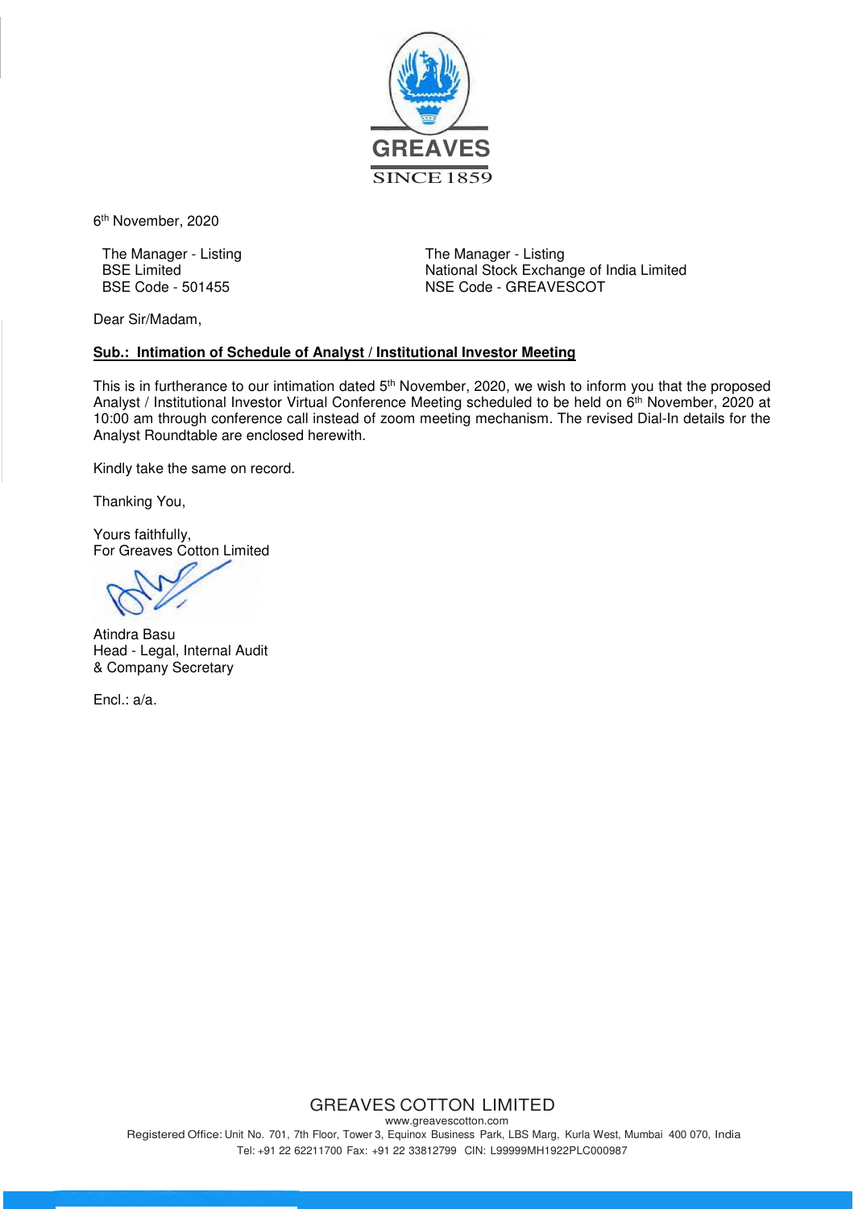GREAVES

SINCE 1859

6th November, 2020

The Manager - Listing
BSE Limited
BSE Code - 501455

The Manager - Listing
National Stock Exchange of India Limited
NSE Code - GREAVESCOT

Dear Sir/Madam,

**Sub.: Intimation of Schedule of Analyst / Institutional Investor Meeting**

This is in furtherance to our intimation dated 5th November, 2020, we wish to inform you that the proposed Analyst / Institutional Investor Virtual Conference Meeting scheduled to be held on 6th November, 2020 at 10:00 am through conference call instead of zoom meeting mechanism. The revised Dial-In details for the Analyst Roundtable are enclosed herewith.

Kindly take the same on record.

Thanking You,

Yours faithfully,
For Greaves Cotton Limited

Atindra Basu
Head - Legal, Internal Audit
& Company Secretary

Encl.: a/a.

GREAVES COTTON LIMITED
www.greavescotton.com
Registered Office: Unit No. 701, 7th Floor, Tower 3, Equinox Business Park, LBS Marg, Kurla West, Mumbai 400 070, India
Tel: +91 22 62211700 Fax: +91 22 33812799 CIN: L99999MH1922PLC000987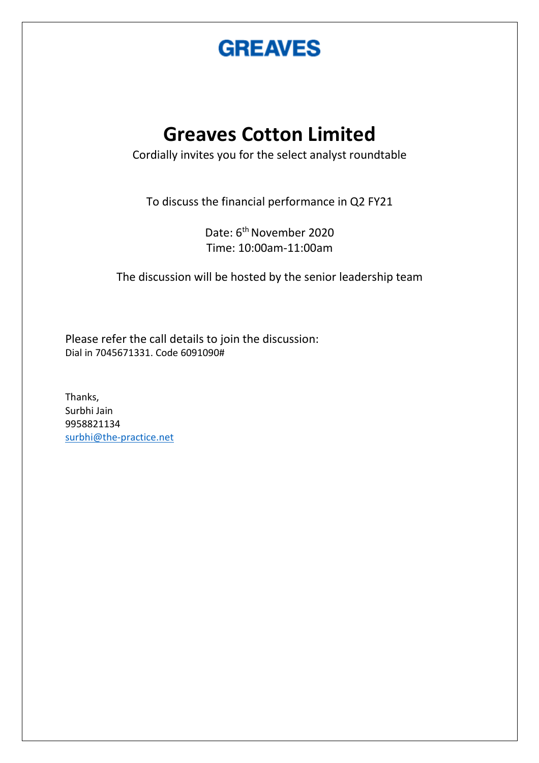GREAVES

# Greaves Cotton Limited

Cordially invites you for the select analyst roundtable

To discuss the financial performance in Q2 FY21

Date: 6th November 2020
Time: 10:00am-11:00am

The discussion will be hosted by the senior leadership team

Please refer the call details to join the discussion:
Dial in 7045671331. Code 6091090#

Thanks,
Surbhi Jain
9958821134
surbhi@the-practice.net